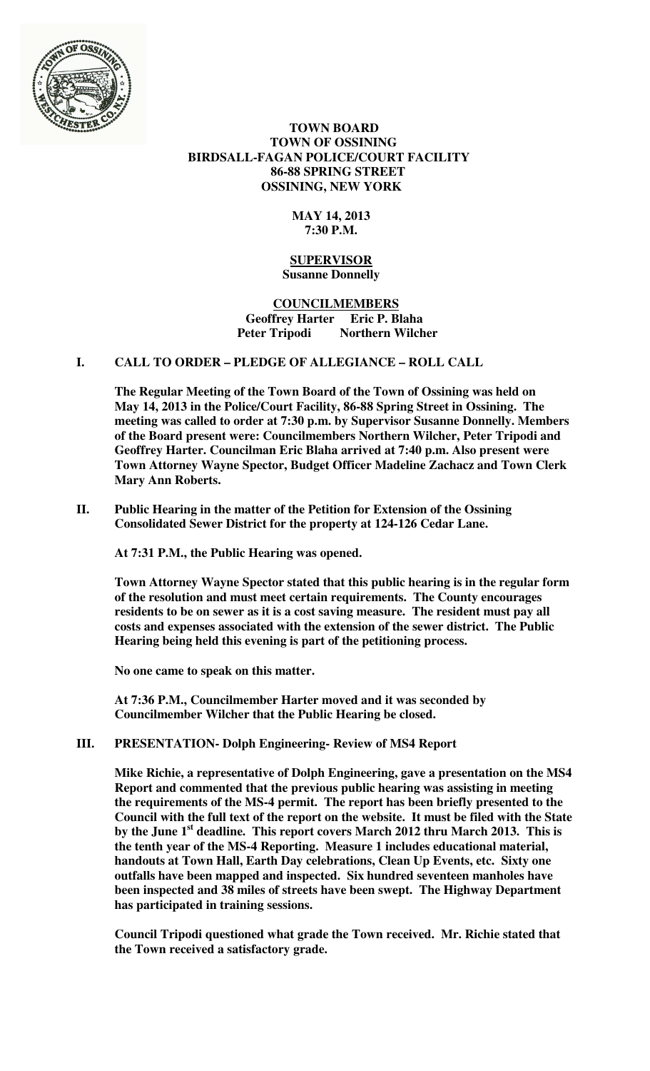**TOWN BOARD**
**TOWN OF OSSINING**
**BIRDSALL-FAGAN POLICE/COURT FACILITY**
**86-88 SPRING STREET**
**OSSINING, NEW YORK**

**MAY 14, 2013**
**7:30 P.M.**

**SUPERVISOR**
**Susanne Donnelly**

**COUNCILMEMBERS**
**Geoffrey Harter Eric P. Blaha**
**Peter Tripodi Northern Wilcher**

## I. CALL TO ORDER – PLEDGE OF ALLEGIANCE – ROLL CALL

**The Regular Meeting of the Town Board of the Town of Ossining was held on May 14, 2013 in the Police/Court Facility, 86-88 Spring Street in Ossining. The meeting was called to order at 7:30 p.m. by Supervisor Susanne Donnelly. Members of the Board present were: Councilmembers Northern Wilcher, Peter Tripodi and Geoffrey Harter. Councilman Eric Blaha arrived at 7:40 p.m. Also present were Town Attorney Wayne Spector, Budget Officer Madeline Zachacz and Town Clerk Mary Ann Roberts.**

## II. Public Hearing in the matter of the Petition for Extension of the Ossining Consolidated Sewer District for the property at 124-126 Cedar Lane.

**At 7:31 P.M., the Public Hearing was opened.**

**Town Attorney Wayne Spector stated that this public hearing is in the regular form of the resolution and must meet certain requirements. The County encourages residents to be on sewer as it is a cost saving measure. The resident must pay all costs and expenses associated with the extension of the sewer district. The Public Hearing being held this evening is part of the petitioning process.**

**No one came to speak on this matter.**

**At 7:36 P.M., Councilmember Harter moved and it was seconded by Councilmember Wilcher that the Public Hearing be closed.**

## III. PRESENTATION- Dolph Engineering- Review of MS4 Report

**Mike Richie, a representative of Dolph Engineering, gave a presentation on the MS4 Report and commented that the previous public hearing was assisting in meeting the requirements of the MS-4 permit. The report has been briefly presented to the Council with the full text of the report on the website. It must be filed with the State by the June 1st deadline. This report covers March 2012 thru March 2013. This is the tenth year of the MS-4 Reporting. Measure 1 includes educational material, handouts at Town Hall, Earth Day celebrations, Clean Up Events, etc. Sixty one outfalls have been mapped and inspected. Six hundred seventeen manholes have been inspected and 38 miles of streets have been swept. The Highway Department has participated in training sessions.**

**Council Tripodi questioned what grade the Town received. Mr. Richie stated that the Town received a satisfactory grade.**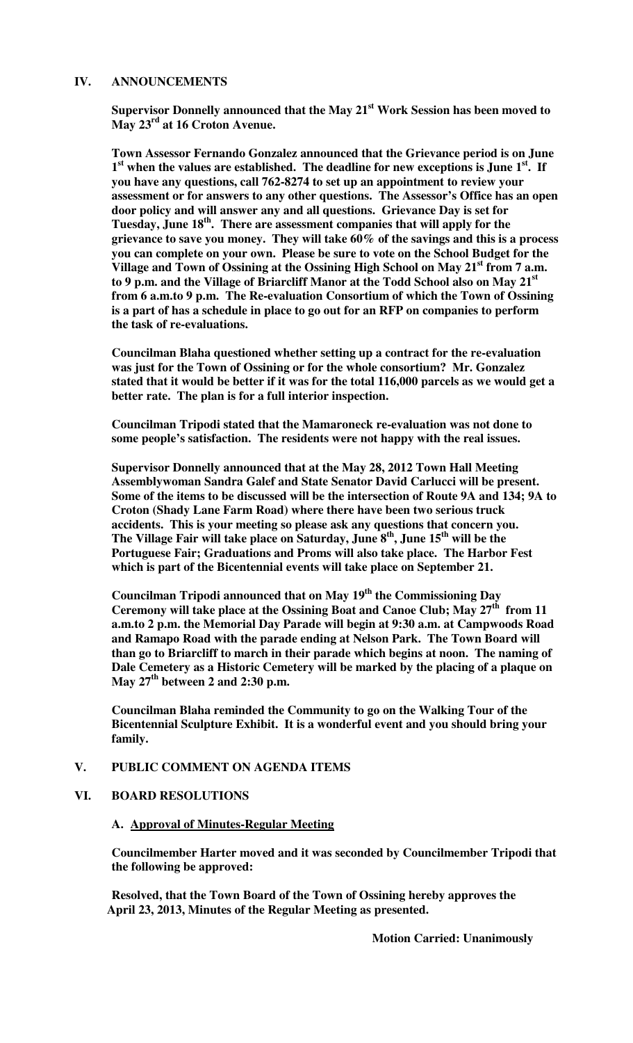## IV. ANNOUNCEMENTS

**Supervisor Donnelly announced that the May 21st Work Session has been moved to May 23rd at 16 Croton Avenue.**

**Town Assessor Fernando Gonzalez announced that the Grievance period is on June 1st when the values are established. The deadline for new exceptions is June 1st. If you have any questions, call 762-8274 to set up an appointment to review your assessment or for answers to any other questions. The Assessor's Office has an open door policy and will answer any and all questions. Grievance Day is set for Tuesday, June 18th. There are assessment companies that will apply for the grievance to save you money. They will take 60% of the savings and this is a process you can complete on your own. Please be sure to vote on the School Budget for the Village and Town of Ossining at the Ossining High School on May 21st from 7 a.m. to 9 p.m. and the Village of Briarcliff Manor at the Todd School also on May 21st from 6 a.m.to 9 p.m. The Re-evaluation Consortium of which the Town of Ossining is a part of has a schedule in place to go out for an RFP on companies to perform the task of re-evaluations.**

**Councilman Blaha questioned whether setting up a contract for the re-evaluation was just for the Town of Ossining or for the whole consortium? Mr. Gonzalez stated that it would be better if it was for the total 116,000 parcels as we would get a better rate. The plan is for a full interior inspection.**

**Councilman Tripodi stated that the Mamaroneck re-evaluation was not done to some people's satisfaction. The residents were not happy with the real issues.**

**Supervisor Donnelly announced that at the May 28, 2012 Town Hall Meeting Assemblywoman Sandra Galef and State Senator David Carlucci will be present. Some of the items to be discussed will be the intersection of Route 9A and 134; 9A to Croton (Shady Lane Farm Road) where there have been two serious truck accidents. This is your meeting so please ask any questions that concern you. The Village Fair will take place on Saturday, June 8th, June 15th will be the Portuguese Fair; Graduations and Proms will also take place. The Harbor Fest which is part of the Bicentennial events will take place on September 21.**

**Councilman Tripodi announced that on May 19th the Commissioning Day Ceremony will take place at the Ossining Boat and Canoe Club; May 27th from 11 a.m.to 2 p.m. the Memorial Day Parade will begin at 9:30 a.m. at Campwoods Road and Ramapo Road with the parade ending at Nelson Park. The Town Board will than go to Briarcliff to march in their parade which begins at noon. The naming of Dale Cemetery as a Historic Cemetery will be marked by the placing of a plaque on May 27th between 2 and 2:30 p.m.**

**Councilman Blaha reminded the Community to go on the Walking Tour of the Bicentennial Sculpture Exhibit. It is a wonderful event and you should bring your family.**

## V. PUBLIC COMMENT ON AGENDA ITEMS

## VI. BOARD RESOLUTIONS

**A. Approval of Minutes-Regular Meeting**

**Councilmember Harter moved and it was seconded by Councilmember Tripodi that the following be approved:**

**Resolved, that the Town Board of the Town of Ossining hereby approves the April 23, 2013, Minutes of the Regular Meeting as presented.**

**Motion Carried: Unanimously**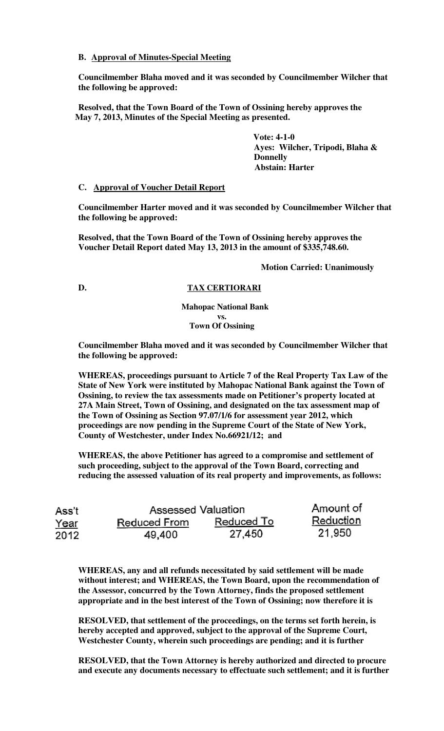**B. Approval of Minutes-Special Meeting**

**Councilmember Blaha moved and it was seconded by Councilmember Wilcher that the following be approved:**

**Resolved, that the Town Board of the Town of Ossining hereby approves the May 7, 2013, Minutes of the Special Meeting as presented.**

**Vote: 4-1-0**
**Ayes: Wilcher, Tripodi, Blaha & Donnelly**
**Abstain: Harter**

**C. Approval of Voucher Detail Report**

**Councilmember Harter moved and it was seconded by Councilmember Wilcher that the following be approved:**

**Resolved, that the Town Board of the Town of Ossining hereby approves the Voucher Detail Report dated May 13, 2013 in the amount of $335,748.60.**

**Motion Carried: Unanimously**

**D. TAX CERTIORARI**

**Mahopac National Bank**
**vs.**
**Town Of Ossining**

**Councilmember Blaha moved and it was seconded by Councilmember Wilcher that the following be approved:**

**WHEREAS, proceedings pursuant to Article 7 of the Real Property Tax Law of the State of New York were instituted by Mahopac National Bank against the Town of Ossining, to review the tax assessments made on Petitioner's property located at 27A Main Street, Town of Ossining, and designated on the tax assessment map of the Town of Ossining as Section 97.07/1/6 for assessment year 2012, which proceedings are now pending in the Supreme Court of the State of New York, County of Westchester, under Index No.66921/12; and**

**WHEREAS, the above Petitioner has agreed to a compromise and settlement of such proceeding, subject to the approval of the Town Board, correcting and reducing the assessed valuation of its real property and improvements, as follows:**

| Ass't Year | Assessed Valuation | | Amount of Reduction |
|---|---|---|---|
| | Reduced From | Reduced To | |
| 2012 | 49,400 | 27,450 | 21,950 |

**WHEREAS, any and all refunds necessitated by said settlement will be made without interest; and WHEREAS, the Town Board, upon the recommendation of the Assessor, concurred by the Town Attorney, finds the proposed settlement appropriate and in the best interest of the Town of Ossining; now therefore it is**

**RESOLVED, that settlement of the proceedings, on the terms set forth herein, is hereby accepted and approved, subject to the approval of the Supreme Court, Westchester County, wherein such proceedings are pending; and it is further**

**RESOLVED, that the Town Attorney is hereby authorized and directed to procure and execute any documents necessary to effectuate such settlement; and it is further**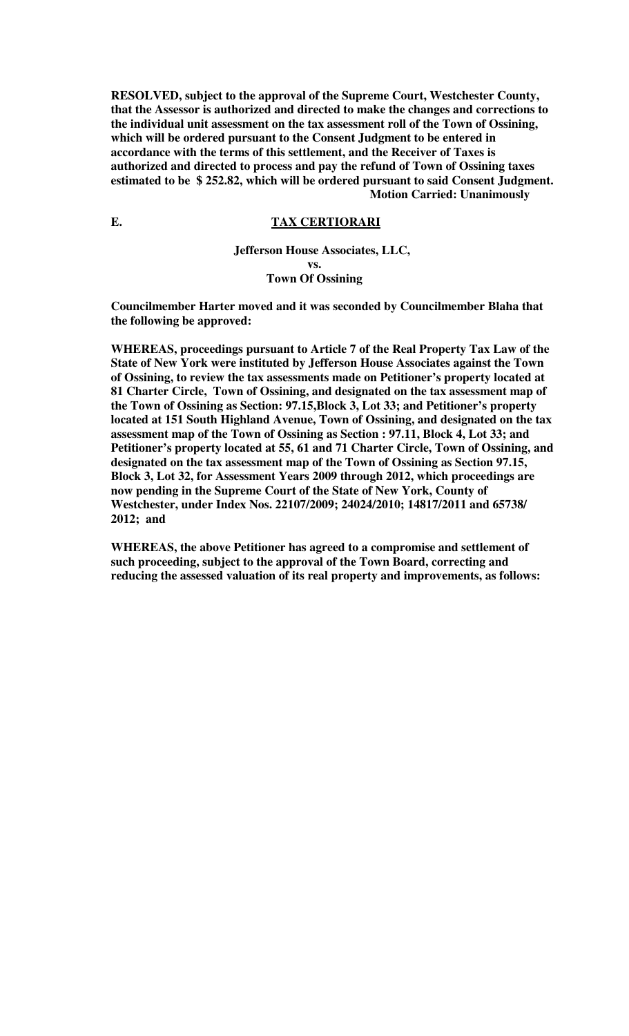**RESOLVED, subject to the approval of the Supreme Court, Westchester County, that the Assessor is authorized and directed to make the changes and corrections to the individual unit assessment on the tax assessment roll of the Town of Ossining, which will be ordered pursuant to the Consent Judgment to be entered in accordance with the terms of this settlement, and the Receiver of Taxes is authorized and directed to process and pay the refund of Town of Ossining taxes estimated to be $ 252.82, which will be ordered pursuant to said Consent Judgment.**

**Motion Carried: Unanimously**

**E. TAX CERTIORARI**

**Jefferson House Associates, LLC,**
**vs.**
**Town Of Ossining**

**Councilmember Harter moved and it was seconded by Councilmember Blaha that the following be approved:**

**WHEREAS, proceedings pursuant to Article 7 of the Real Property Tax Law of the State of New York were instituted by Jefferson House Associates against the Town of Ossining, to review the tax assessments made on Petitioner's property located at 81 Charter Circle, Town of Ossining, and designated on the tax assessment map of the Town of Ossining as Section: 97.15,Block 3, Lot 33; and Petitioner's property located at 151 South Highland Avenue, Town of Ossining, and designated on the tax assessment map of the Town of Ossining as Section : 97.11, Block 4, Lot 33; and Petitioner's property located at 55, 61 and 71 Charter Circle, Town of Ossining, and designated on the tax assessment map of the Town of Ossining as Section 97.15, Block 3, Lot 32, for Assessment Years 2009 through 2012, which proceedings are now pending in the Supreme Court of the State of New York, County of Westchester, under Index Nos. 22107/2009; 24024/2010; 14817/2011 and 65738/ 2012; and**

**WHEREAS, the above Petitioner has agreed to a compromise and settlement of such proceeding, subject to the approval of the Town Board, correcting and reducing the assessed valuation of its real property and improvements, as follows:**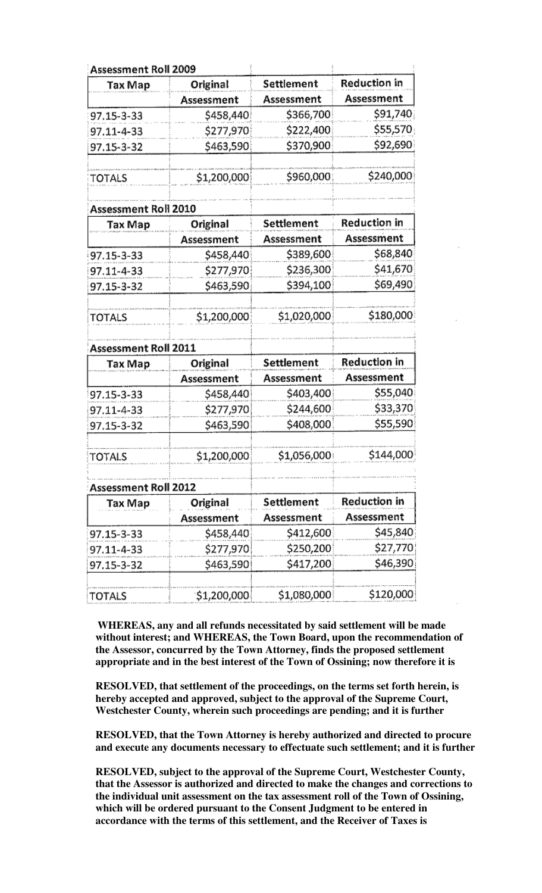**Assessment Roll 2009**

| Tax Map | Original Assessment | Settlement Assessment | Reduction in Assessment |
|---|---|---|---|
| 97.15-3-33 | $458,440 | $366,700 | $91,740 |
| 97.11-4-33 | $277,970 | $222,400 | $55,570 |
| 97.15-3-32 | $463,590 | $370,900 | $92,690 |
| TOTALS | $1,200,000 | $960,000 | $240,000 |

**Assessment Roll 2010**

| Tax Map | Original Assessment | Settlement Assessment | Reduction in Assessment |
|---|---|---|---|
| 97.15-3-33 | $458,440 | $389,600 | $68,840 |
| 97.11-4-33 | $277,970 | $236,300 | $41,670 |
| 97.15-3-32 | $463,590 | $394,100 | $69,490 |
| TOTALS | $1,200,000 | $1,020,000 | $180,000 |

**Assessment Roll 2011**

| Tax Map | Original Assessment | Settlement Assessment | Reduction in Assessment |
|---|---|---|---|
| 97.15-3-33 | $458,440 | $403,400 | $55,040 |
| 97.11-4-33 | $277,970 | $244,600 | $33,370 |
| 97.15-3-32 | $463,590 | $408,000 | $55,590 |
| TOTALS | $1,200,000 | $1,056,000 | $144,000 |

**Assessment Roll 2012**

| Tax Map | Original Assessment | Settlement Assessment | Reduction in Assessment |
|---|---|---|---|
| 97.15-3-33 | $458,440 | $412,600 | $45,840 |
| 97.11-4-33 | $277,970 | $250,200 | $27,770 |
| 97.15-3-32 | $463,590 | $417,200 | $46,390 |
| TOTALS | $1,200,000 | $1,080,000 | $120,000 |

**WHEREAS, any and all refunds necessitated by said settlement will be made without interest; and WHEREAS, the Town Board, upon the recommendation of the Assessor, concurred by the Town Attorney, finds the proposed settlement appropriate and in the best interest of the Town of Ossining; now therefore it is**

**RESOLVED, that settlement of the proceedings, on the terms set forth herein, is hereby accepted and approved, subject to the approval of the Supreme Court, Westchester County, wherein such proceedings are pending; and it is further**

**RESOLVED, that the Town Attorney is hereby authorized and directed to procure and execute any documents necessary to effectuate such settlement; and it is further**

**RESOLVED, subject to the approval of the Supreme Court, Westchester County, that the Assessor is authorized and directed to make the changes and corrections to the individual unit assessment on the tax assessment roll of the Town of Ossining, which will be ordered pursuant to the Consent Judgment to be entered in accordance with the terms of this settlement, and the Receiver of Taxes is**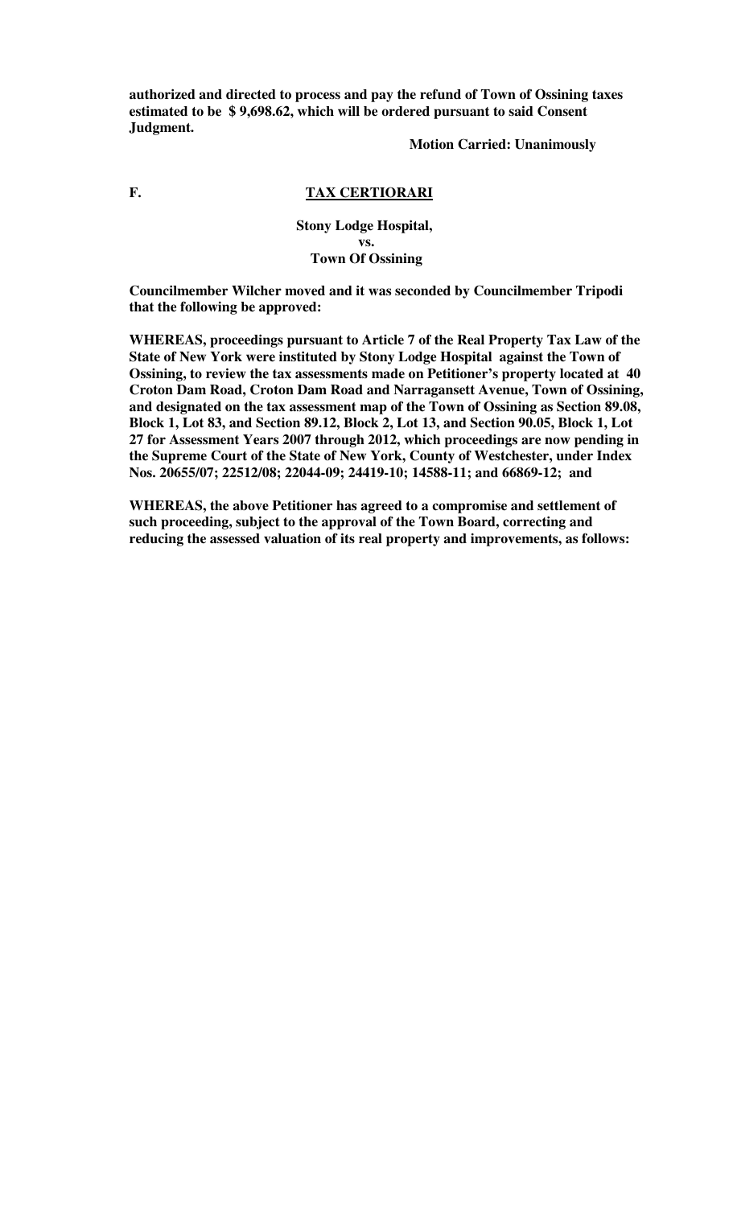**authorized and directed to process and pay the refund of Town of Ossining taxes estimated to be $ 9,698.62, which will be ordered pursuant to said Consent Judgment.**

**Motion Carried: Unanimously**

**F. TAX CERTIORARI**

**Stony Lodge Hospital,**
**vs.**
**Town Of Ossining**

**Councilmember Wilcher moved and it was seconded by Councilmember Tripodi that the following be approved:**

**WHEREAS, proceedings pursuant to Article 7 of the Real Property Tax Law of the State of New York were instituted by Stony Lodge Hospital against the Town of Ossining, to review the tax assessments made on Petitioner's property located at 40 Croton Dam Road, Croton Dam Road and Narragansett Avenue, Town of Ossining, and designated on the tax assessment map of the Town of Ossining as Section 89.08, Block 1, Lot 83, and Section 89.12, Block 2, Lot 13, and Section 90.05, Block 1, Lot 27 for Assessment Years 2007 through 2012, which proceedings are now pending in the Supreme Court of the State of New York, County of Westchester, under Index Nos. 20655/07; 22512/08; 22044-09; 24419-10; 14588-11; and 66869-12; and**

**WHEREAS, the above Petitioner has agreed to a compromise and settlement of such proceeding, subject to the approval of the Town Board, correcting and reducing the assessed valuation of its real property and improvements, as follows:**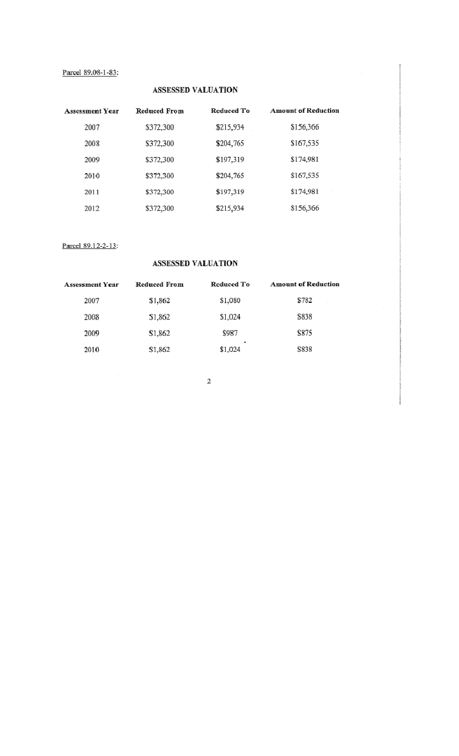Parcel 89.08-1-83:

**ASSESSED VALUATION**

| Assessment Year | Reduced From | Reduced To | Amount of Reduction |
|---|---|---|---|
| 2007 | $372,300 | $215,934 | $156,366 |
| 2008 | $372,300 | $204,765 | $167,535 |
| 2009 | $372,300 | $197,319 | $174,981 |
| 2010 | $372,300 | $204,765 | $167,535 |
| 2011 | $372,300 | $197,319 | $174,981 |
| 2012 | $372,300 | $215,934 | $156,366 |

Parcel 89.12-2-13:

**ASSESSED VALUATION**

| Assessment Year | Reduced From | Reduced To | Amount of Reduction |
|---|---|---|---|
| 2007 | $1,862 | $1,080 | $782 |
| 2008 | $1,862 | $1,024 | $838 |
| 2009 | $1,862 | $987 | $875 |
| 2010 | $1,862 | $1,024 | $838 |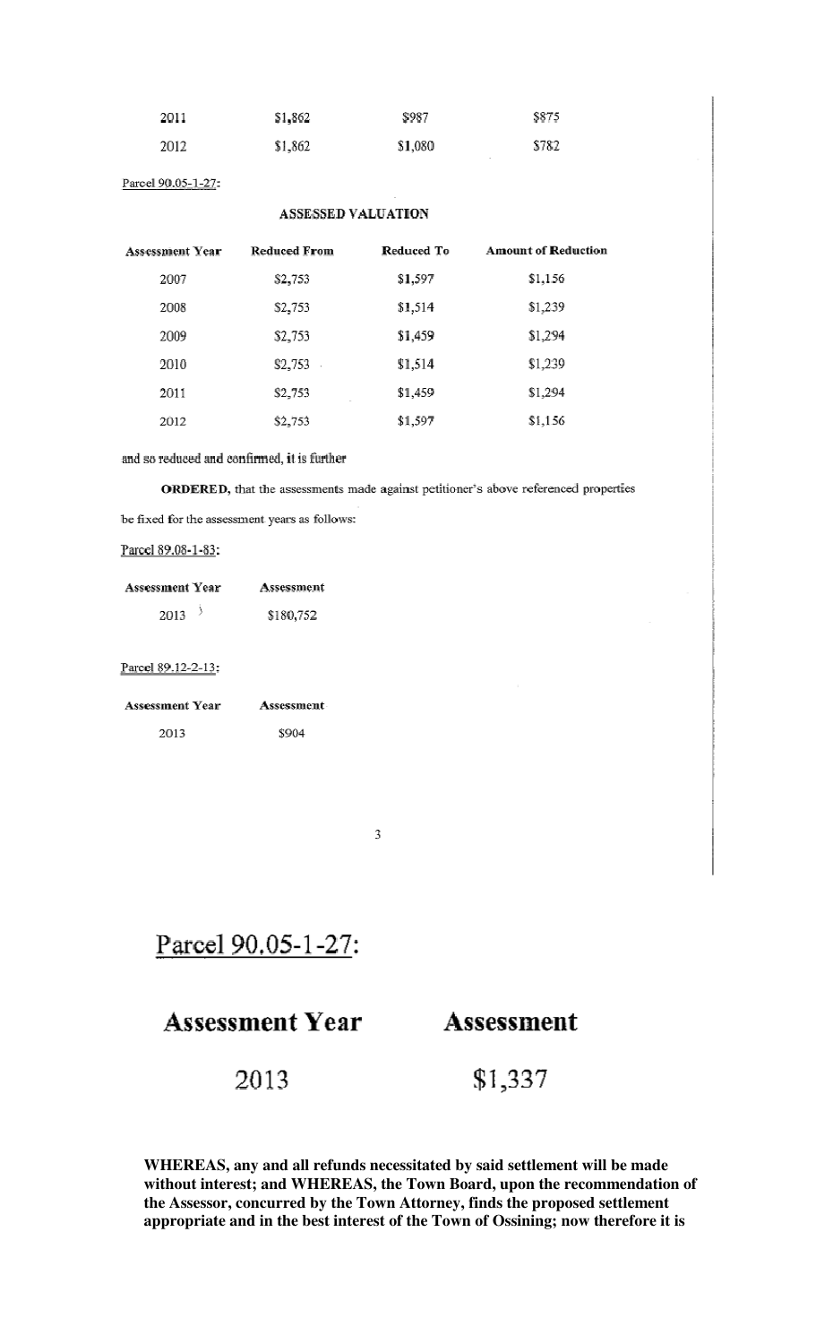| 2011 | $1,862 | $987 | $875 |
|---|---|---|---|
| 2012 | $1,862 | $1,080 | $782 |

Parcel 90.05-1-27:

**ASSESSED VALUATION**

| Assessment Year | Reduced From | Reduced To | Amount of Reduction |
|---|---|---|---|
| 2007 | $2,753 | $1,597 | $1,156 |
| 2008 | $2,753 | $1,514 | $1,239 |
| 2009 | $2,753 | $1,459 | $1,294 |
| 2010 | $2,753 | $1,514 | $1,239 |
| 2011 | $2,753 | $1,459 | $1,294 |
| 2012 | $2,753 | $1,597 | $1,156 |

and so reduced and confirmed, it is further

**ORDERED,** that the assessments made against petitioner's above referenced properties be fixed for the assessment years as follows:

Parcel 89.08-1-83:

| Assessment Year | Assessment |
|---|---|
| 2013 | $180,752 |

Parcel 89.12-2-13:

| Assessment Year | Assessment |
|---|---|
| 2013 | $904 |

Parcel 90.05-1-27:

| Assessment Year | Assessment |
|---|---|
| 2013 | $1,337 |

**WHEREAS, any and all refunds necessitated by said settlement will be made without interest; and WHEREAS, the Town Board, upon the recommendation of the Assessor, concurred by the Town Attorney, finds the proposed settlement appropriate and in the best interest of the Town of Ossining; now therefore it is**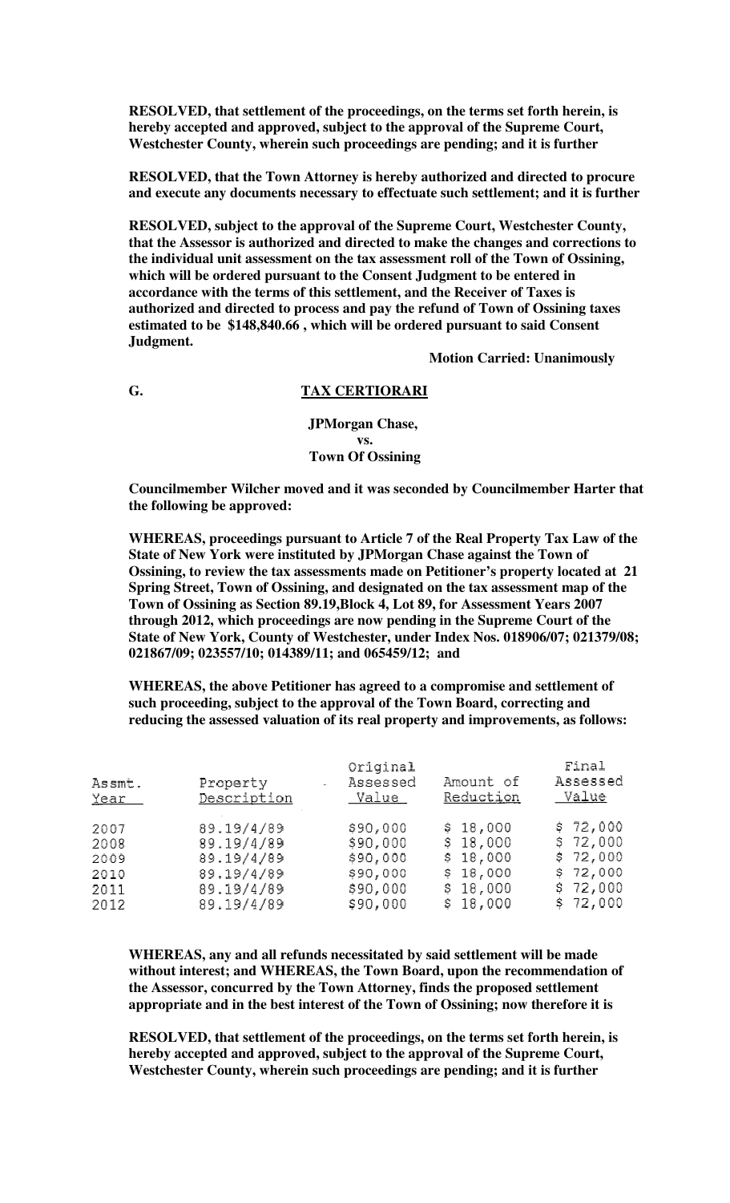**RESOLVED, that settlement of the proceedings, on the terms set forth herein, is hereby accepted and approved, subject to the approval of the Supreme Court, Westchester County, wherein such proceedings are pending; and it is further**

**RESOLVED, that the Town Attorney is hereby authorized and directed to procure and execute any documents necessary to effectuate such settlement; and it is further**

**RESOLVED, subject to the approval of the Supreme Court, Westchester County, that the Assessor is authorized and directed to make the changes and corrections to the individual unit assessment on the tax assessment roll of the Town of Ossining, which will be ordered pursuant to the Consent Judgment to be entered in accordance with the terms of this settlement, and the Receiver of Taxes is authorized and directed to process and pay the refund of Town of Ossining taxes estimated to be $148,840.66 , which will be ordered pursuant to said Consent Judgment.**

**Motion Carried: Unanimously**

**G. TAX CERTIORARI**

**JPMorgan Chase,**
**vs.**
**Town Of Ossining**

**Councilmember Wilcher moved and it was seconded by Councilmember Harter that the following be approved:**

**WHEREAS, proceedings pursuant to Article 7 of the Real Property Tax Law of the State of New York were instituted by JPMorgan Chase against the Town of Ossining, to review the tax assessments made on Petitioner's property located at 21 Spring Street, Town of Ossining, and designated on the tax assessment map of the Town of Ossining as Section 89.19,Block 4, Lot 89, for Assessment Years 2007 through 2012, which proceedings are now pending in the Supreme Court of the State of New York, County of Westchester, under Index Nos. 018906/07; 021379/08; 021867/09; 023557/10; 014389/11; and 065459/12; and**

**WHEREAS, the above Petitioner has agreed to a compromise and settlement of such proceeding, subject to the approval of the Town Board, correcting and reducing the assessed valuation of its real property and improvements, as follows:**

| Assmt. Year | Property Description | Original Assessed Value | Amount of Reduction | Final Assessed Value |
|---|---|---|---|---|
| 2007 | 89.19/4/89 | $90,000 | $ 18,000 | $ 72,000 |
| 2008 | 89.19/4/89 | $90,000 | $ 18,000 | $ 72,000 |
| 2009 | 89.19/4/89 | $90,000 | $ 18,000 | $ 72,000 |
| 2010 | 89.19/4/89 | $90,000 | $ 18,000 | $ 72,000 |
| 2011 | 89.19/4/89 | $90,000 | $ 18,000 | $ 72,000 |
| 2012 | 89.19/4/89 | $90,000 | $ 18,000 | $ 72,000 |

**WHEREAS, any and all refunds necessitated by said settlement will be made without interest; and WHEREAS, the Town Board, upon the recommendation of the Assessor, concurred by the Town Attorney, finds the proposed settlement appropriate and in the best interest of the Town of Ossining; now therefore it is**

**RESOLVED, that settlement of the proceedings, on the terms set forth herein, is hereby accepted and approved, subject to the approval of the Supreme Court, Westchester County, wherein such proceedings are pending; and it is further**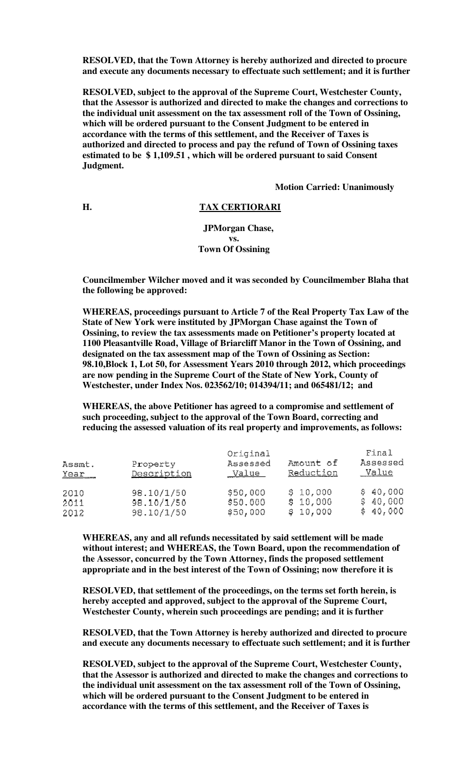**RESOLVED, that the Town Attorney is hereby authorized and directed to procure and execute any documents necessary to effectuate such settlement; and it is further**

**RESOLVED, subject to the approval of the Supreme Court, Westchester County, that the Assessor is authorized and directed to make the changes and corrections to the individual unit assessment on the tax assessment roll of the Town of Ossining, which will be ordered pursuant to the Consent Judgment to be entered in accordance with the terms of this settlement, and the Receiver of Taxes is authorized and directed to process and pay the refund of Town of Ossining taxes estimated to be $ 1,109.51 , which will be ordered pursuant to said Consent Judgment.**

**Motion Carried: Unanimously**

## H. TAX CERTIORARI

**JPMorgan Chase,**
**vs.**
**Town Of Ossining**

**Councilmember Wilcher moved and it was seconded by Councilmember Blaha that the following be approved:**

**WHEREAS, proceedings pursuant to Article 7 of the Real Property Tax Law of the State of New York were instituted by JPMorgan Chase against the Town of Ossining, to review the tax assessments made on Petitioner's property located at 1100 Pleasantville Road, Village of Briarcliff Manor in the Town of Ossining, and designated on the tax assessment map of the Town of Ossining as Section: 98.10,Block 1, Lot 50, for Assessment Years 2010 through 2012, which proceedings are now pending in the Supreme Court of the State of New York, County of Westchester, under Index Nos. 023562/10; 014394/11; and 065481/12; and**

**WHEREAS, the above Petitioner has agreed to a compromise and settlement of such proceeding, subject to the approval of the Town Board, correcting and reducing the assessed valuation of its real property and improvements, as follows:**

| Assmt. Year | Property Description | Original Assessed Value | Amount of Reduction | Final Assessed Value |
|---|---|---|---|---|
| 2010 | 98.10/1/50 | $50,000 | $ 10,000 | $ 40,000 |
| 2011 | 98.10/1/50 | $50.000 | $ 10,000 | $ 40,000 |
| 2012 | 98.10/1/50 | $50,000 | $ 10,000 | $ 40,000 |

**WHEREAS, any and all refunds necessitated by said settlement will be made without interest; and WHEREAS, the Town Board, upon the recommendation of the Assessor, concurred by the Town Attorney, finds the proposed settlement appropriate and in the best interest of the Town of Ossining; now therefore it is**

**RESOLVED, that settlement of the proceedings, on the terms set forth herein, is hereby accepted and approved, subject to the approval of the Supreme Court, Westchester County, wherein such proceedings are pending; and it is further**

**RESOLVED, that the Town Attorney is hereby authorized and directed to procure and execute any documents necessary to effectuate such settlement; and it is further**

**RESOLVED, subject to the approval of the Supreme Court, Westchester County, that the Assessor is authorized and directed to make the changes and corrections to the individual unit assessment on the tax assessment roll of the Town of Ossining, which will be ordered pursuant to the Consent Judgment to be entered in accordance with the terms of this settlement, and the Receiver of Taxes is**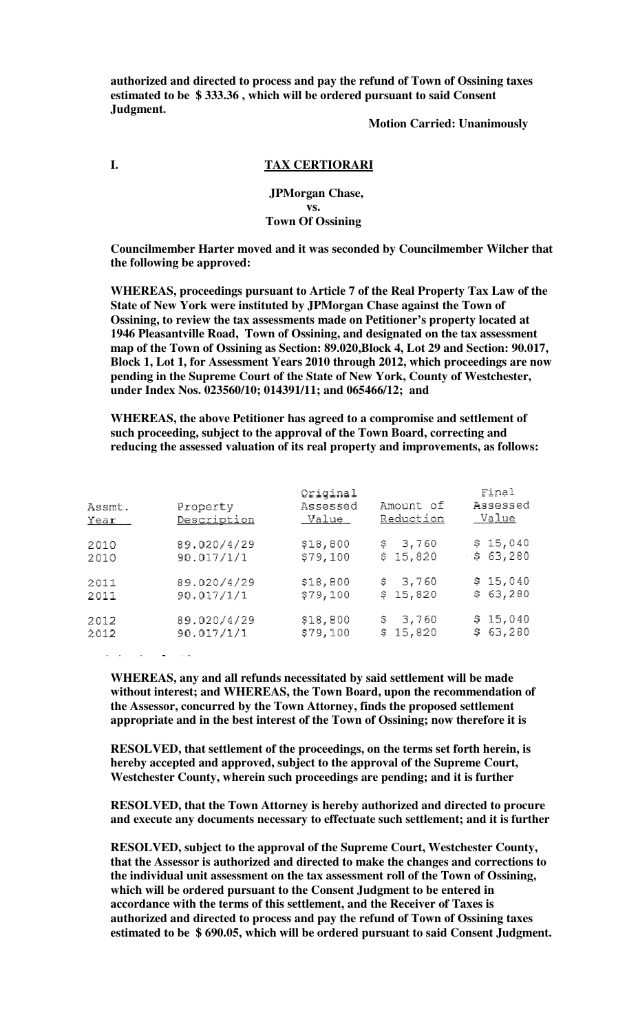**authorized and directed to process and pay the refund of Town of Ossining taxes estimated to be $ 333.36 , which will be ordered pursuant to said Consent Judgment.**

**Motion Carried: Unanimously**

**I. TAX CERTIORARI**

**JPMorgan Chase,**
**vs.**
**Town Of Ossining**

**Councilmember Harter moved and it was seconded by Councilmember Wilcher that the following be approved:**

**WHEREAS, proceedings pursuant to Article 7 of the Real Property Tax Law of the State of New York were instituted by JPMorgan Chase against the Town of Ossining, to review the tax assessments made on Petitioner's property located at 1946 Pleasantville Road, Town of Ossining, and designated on the tax assessment map of the Town of Ossining as Section: 89.020,Block 4, Lot 29 and Section: 90.017, Block 1, Lot 1, for Assessment Years 2010 through 2012, which proceedings are now pending in the Supreme Court of the State of New York, County of Westchester, under Index Nos. 023560/10; 014391/11; and 065466/12; and**

**WHEREAS, the above Petitioner has agreed to a compromise and settlement of such proceeding, subject to the approval of the Town Board, correcting and reducing the assessed valuation of its real property and improvements, as follows:**

| Assmt. Year | Property Description | Original Assessed Value | Amount of Reduction | Final Assessed Value |
|---|---|---|---|---|
| 2010 | 89.020/4/29 | $18,800 | $ 3,760 | $ 15,040 |
| 2010 | 90.017/1/1 | $79,100 | $ 15,820 | $ 63,280 |
| 2011 | 89.020/4/29 | $18,800 | $ 3,760 | $ 15,040 |
| 2011 | 90.017/1/1 | $79,100 | $ 15,820 | $ 63,280 |
| 2012 | 89.020/4/29 | $18,800 | $ 3,760 | $ 15,040 |
| 2012 | 90.017/1/1 | $79,100 | $ 15,820 | $ 63,280 |

**WHEREAS, any and all refunds necessitated by said settlement will be made without interest; and WHEREAS, the Town Board, upon the recommendation of the Assessor, concurred by the Town Attorney, finds the proposed settlement appropriate and in the best interest of the Town of Ossining; now therefore it is**

**RESOLVED, that settlement of the proceedings, on the terms set forth herein, is hereby accepted and approved, subject to the approval of the Supreme Court, Westchester County, wherein such proceedings are pending; and it is further**

**RESOLVED, that the Town Attorney is hereby authorized and directed to procure and execute any documents necessary to effectuate such settlement; and it is further**

**RESOLVED, subject to the approval of the Supreme Court, Westchester County, that the Assessor is authorized and directed to make the changes and corrections to the individual unit assessment on the tax assessment roll of the Town of Ossining, which will be ordered pursuant to the Consent Judgment to be entered in accordance with the terms of this settlement, and the Receiver of Taxes is authorized and directed to process and pay the refund of Town of Ossining taxes estimated to be $ 690.05, which will be ordered pursuant to said Consent Judgment.**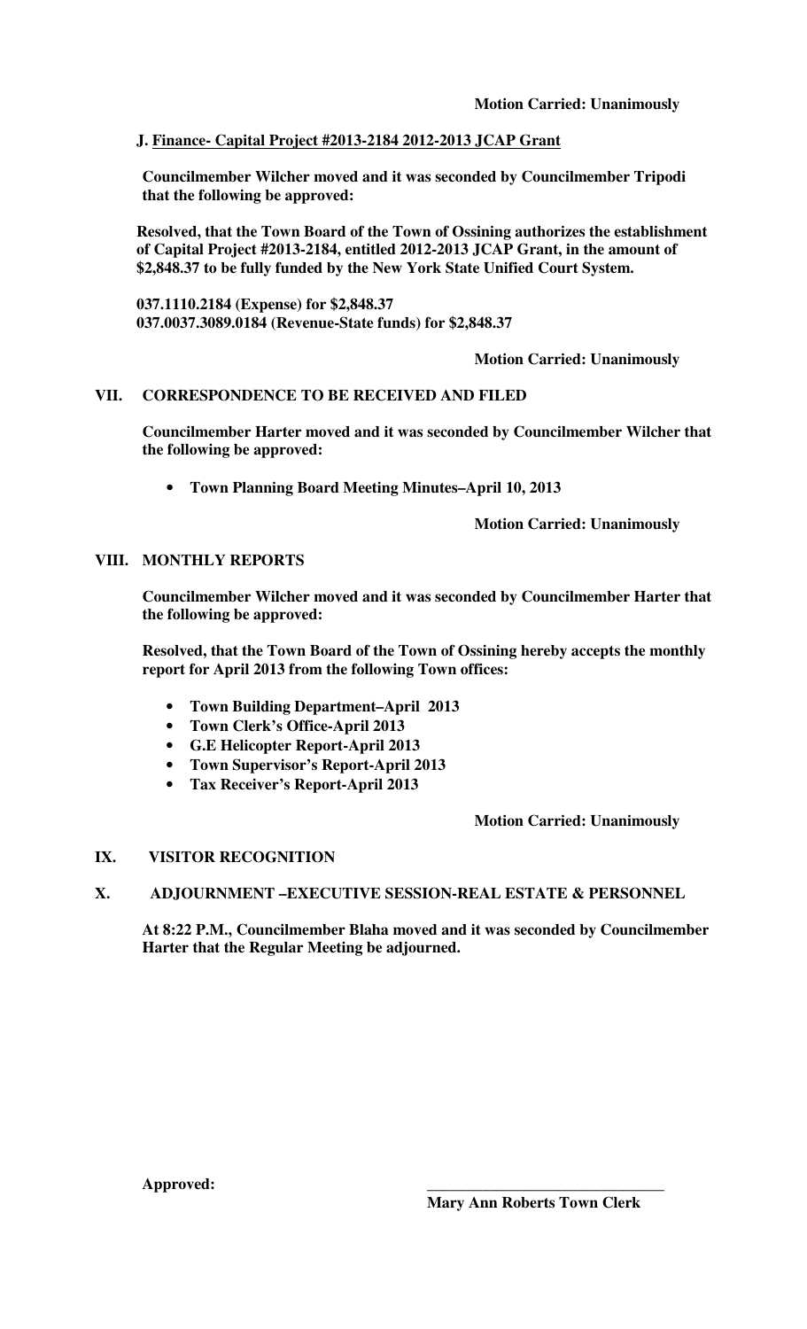**Motion Carried: Unanimously**

**J. <u>Finance- Capital Project #2013-2184 2012-2013 JCAP Grant</u>**

**Councilmember Wilcher moved and it was seconded by Councilmember Tripodi that the following be approved:**

**Resolved, that the Town Board of the Town of Ossining authorizes the establishment of Capital Project #2013-2184, entitled 2012-2013 JCAP Grant, in the amount of $2,848.37 to be fully funded by the New York State Unified Court System.**

**037.1110.2184 (Expense) for $2,848.37**
**037.0037.3089.0184 (Revenue-State funds) for $2,848.37**

**Motion Carried: Unanimously**

## VII. CORRESPONDENCE TO BE RECEIVED AND FILED

**Councilmember Harter moved and it was seconded by Councilmember Wilcher that the following be approved:**

- **Town Planning Board Meeting Minutes–April 10, 2013**

**Motion Carried: Unanimously**

## VIII. MONTHLY REPORTS

**Councilmember Wilcher moved and it was seconded by Councilmember Harter that the following be approved:**

**Resolved, that the Town Board of the Town of Ossining hereby accepts the monthly report for April 2013 from the following Town offices:**

- **Town Building Department–April 2013**
- **Town Clerk's Office-April 2013**
- **G.E Helicopter Report-April 2013**
- **Town Supervisor's Report-April 2013**
- **Tax Receiver's Report-April 2013**

**Motion Carried: Unanimously**

## IX. VISITOR RECOGNITION

## X. ADJOURNMENT –EXECUTIVE SESSION-REAL ESTATE & PERSONNEL

**At 8:22 P.M., Councilmember Blaha moved and it was seconded by Councilmember Harter that the Regular Meeting be adjourned.**

**Approved:** ______________________________

**Mary Ann Roberts Town Clerk**